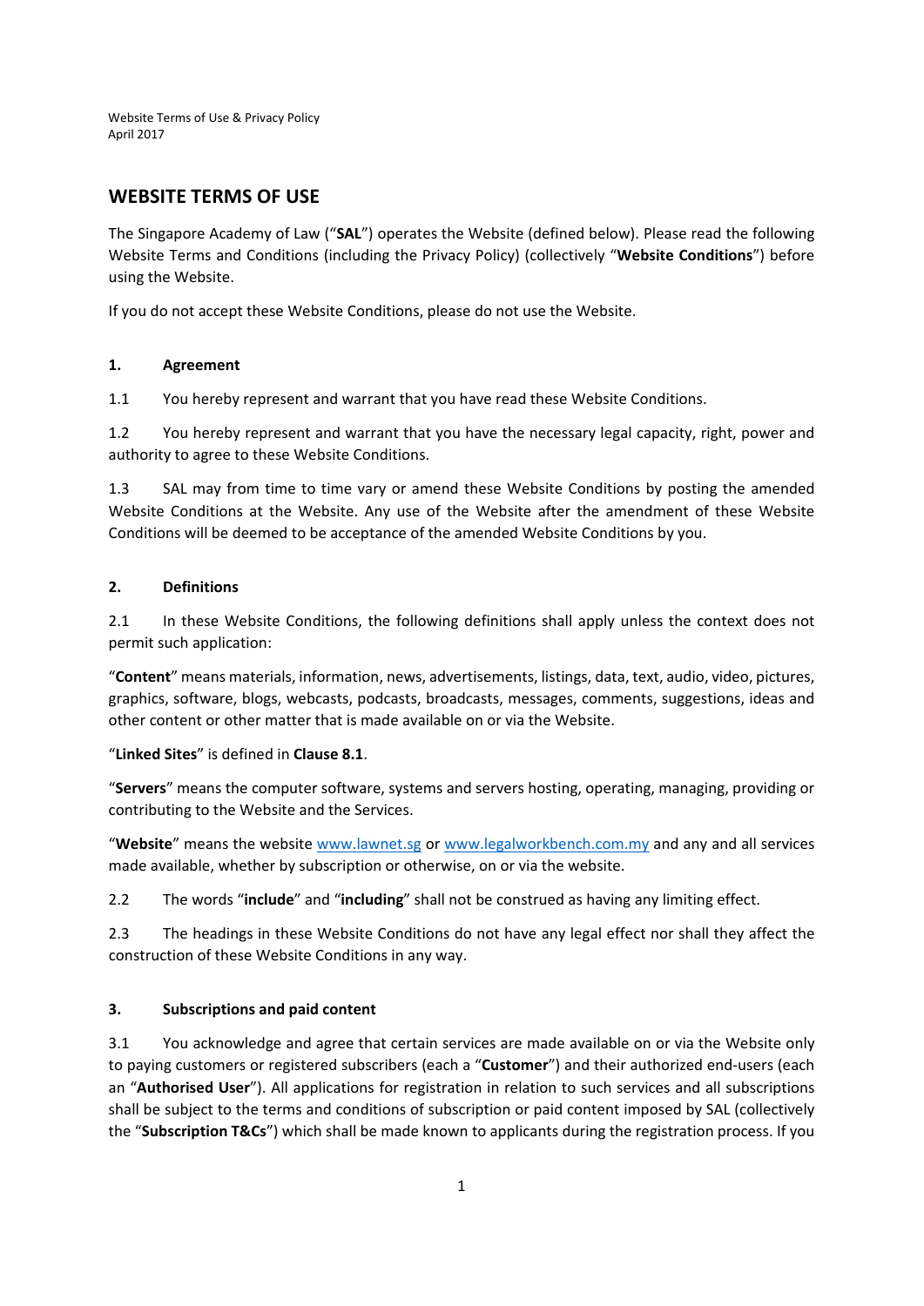Website Terms of Use & Privacy Policy
April 2017

## WEBSITE TERMS OF USE

The Singapore Academy of Law ("**SAL**") operates the Website (defined below). Please read the following Website Terms and Conditions (including the Privacy Policy) (collectively "**Website Conditions**") before using the Website.

If you do not accept these Website Conditions, please do not use the Website.

### 1. Agreement

1.1 You hereby represent and warrant that you have read these Website Conditions.

1.2 You hereby represent and warrant that you have the necessary legal capacity, right, power and authority to agree to these Website Conditions.

1.3 SAL may from time to time vary or amend these Website Conditions by posting the amended Website Conditions at the Website. Any use of the Website after the amendment of these Website Conditions will be deemed to be acceptance of the amended Website Conditions by you.

### 2. Definitions

2.1 In these Website Conditions, the following definitions shall apply unless the context does not permit such application:

"**Content**" means materials, information, news, advertisements, listings, data, text, audio, video, pictures, graphics, software, blogs, webcasts, podcasts, broadcasts, messages, comments, suggestions, ideas and other content or other matter that is made available on or via the Website.

"**Linked Sites**" is defined in **Clause 8.1**.

"**Servers**" means the computer software, systems and servers hosting, operating, managing, providing or contributing to the Website and the Services.

"**Website**" means the website [www.lawnet.sg](www.lawnet.sg) or [www.legalworkbench.com.my](www.legalworkbench.com.my) and any and all services made available, whether by subscription or otherwise, on or via the website.

2.2 The words "**include**" and "**including**" shall not be construed as having any limiting effect.

2.3 The headings in these Website Conditions do not have any legal effect nor shall they affect the construction of these Website Conditions in any way.

### 3. Subscriptions and paid content

3.1 You acknowledge and agree that certain services are made available on or via the Website only to paying customers or registered subscribers (each a "**Customer**") and their authorized end-users (each an "**Authorised User**"). All applications for registration in relation to such services and all subscriptions shall be subject to the terms and conditions of subscription or paid content imposed by SAL (collectively the "**Subscription T&Cs**") which shall be made known to applicants during the registration process. If you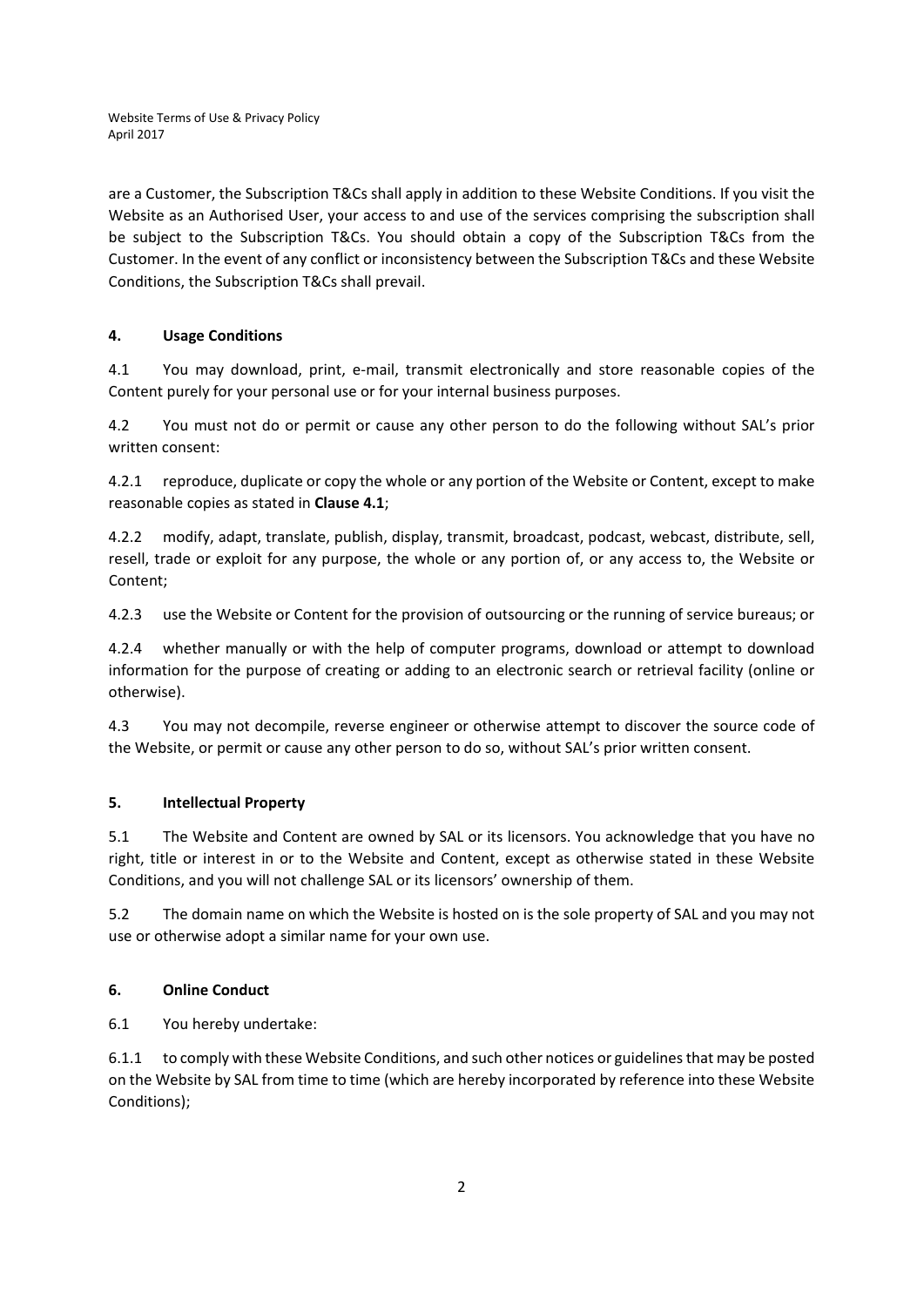are a Customer, the Subscription T&Cs shall apply in addition to these Website Conditions. If you visit the Website as an Authorised User, your access to and use of the services comprising the subscription shall be subject to the Subscription T&Cs. You should obtain a copy of the Subscription T&Cs from the Customer. In the event of any conflict or inconsistency between the Subscription T&Cs and these Website Conditions, the Subscription T&Cs shall prevail.

## 4. Usage Conditions

4.1 You may download, print, e-mail, transmit electronically and store reasonable copies of the Content purely for your personal use or for your internal business purposes.

4.2 You must not do or permit or cause any other person to do the following without SAL's prior written consent:

4.2.1 reproduce, duplicate or copy the whole or any portion of the Website or Content, except to make reasonable copies as stated in **Clause 4.1**;

4.2.2 modify, adapt, translate, publish, display, transmit, broadcast, podcast, webcast, distribute, sell, resell, trade or exploit for any purpose, the whole or any portion of, or any access to, the Website or Content;

4.2.3 use the Website or Content for the provision of outsourcing or the running of service bureaus; or

4.2.4 whether manually or with the help of computer programs, download or attempt to download information for the purpose of creating or adding to an electronic search or retrieval facility (online or otherwise).

4.3 You may not decompile, reverse engineer or otherwise attempt to discover the source code of the Website, or permit or cause any other person to do so, without SAL's prior written consent.

## 5. Intellectual Property

5.1 The Website and Content are owned by SAL or its licensors. You acknowledge that you have no right, title or interest in or to the Website and Content, except as otherwise stated in these Website Conditions, and you will not challenge SAL or its licensors' ownership of them.

5.2 The domain name on which the Website is hosted on is the sole property of SAL and you may not use or otherwise adopt a similar name for your own use.

## 6. Online Conduct

6.1 You hereby undertake:

6.1.1 to comply with these Website Conditions, and such other notices or guidelines that may be posted on the Website by SAL from time to time (which are hereby incorporated by reference into these Website Conditions);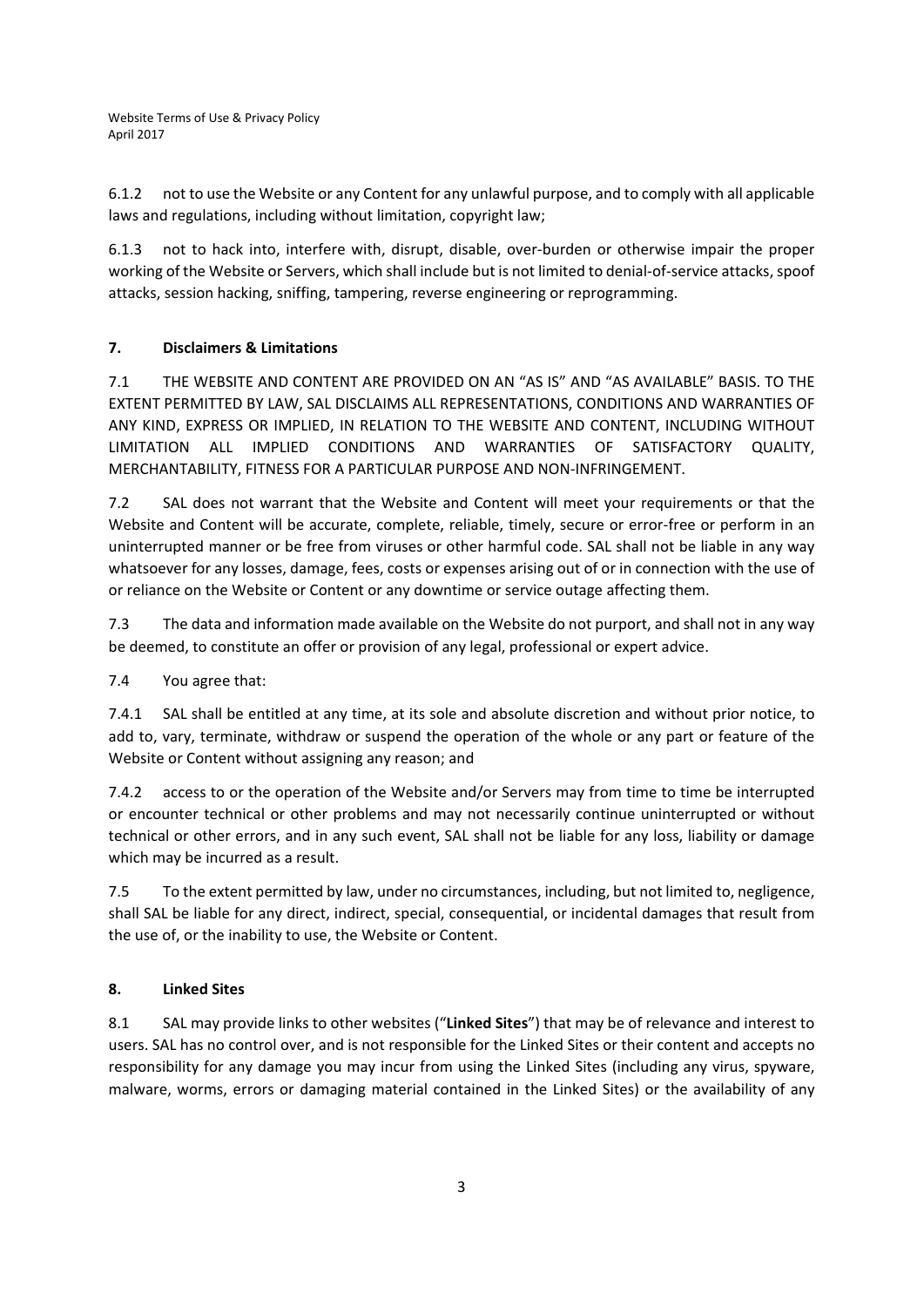6.1.2 not to use the Website or any Content for any unlawful purpose, and to comply with all applicable laws and regulations, including without limitation, copyright law;

6.1.3 not to hack into, interfere with, disrupt, disable, over-burden or otherwise impair the proper working of the Website or Servers, which shall include but is not limited to denial-of-service attacks, spoof attacks, session hacking, sniffing, tampering, reverse engineering or reprogramming.

## 7. Disclaimers & Limitations

7.1 THE WEBSITE AND CONTENT ARE PROVIDED ON AN "AS IS" AND "AS AVAILABLE" BASIS. TO THE EXTENT PERMITTED BY LAW, SAL DISCLAIMS ALL REPRESENTATIONS, CONDITIONS AND WARRANTIES OF ANY KIND, EXPRESS OR IMPLIED, IN RELATION TO THE WEBSITE AND CONTENT, INCLUDING WITHOUT LIMITATION ALL IMPLIED CONDITIONS AND WARRANTIES OF SATISFACTORY QUALITY, MERCHANTABILITY, FITNESS FOR A PARTICULAR PURPOSE AND NON-INFRINGEMENT.

7.2 SAL does not warrant that the Website and Content will meet your requirements or that the Website and Content will be accurate, complete, reliable, timely, secure or error-free or perform in an uninterrupted manner or be free from viruses or other harmful code. SAL shall not be liable in any way whatsoever for any losses, damage, fees, costs or expenses arising out of or in connection with the use of or reliance on the Website or Content or any downtime or service outage affecting them.

7.3 The data and information made available on the Website do not purport, and shall not in any way be deemed, to constitute an offer or provision of any legal, professional or expert advice.

7.4 You agree that:

7.4.1 SAL shall be entitled at any time, at its sole and absolute discretion and without prior notice, to add to, vary, terminate, withdraw or suspend the operation of the whole or any part or feature of the Website or Content without assigning any reason; and

7.4.2 access to or the operation of the Website and/or Servers may from time to time be interrupted or encounter technical or other problems and may not necessarily continue uninterrupted or without technical or other errors, and in any such event, SAL shall not be liable for any loss, liability or damage which may be incurred as a result.

7.5 To the extent permitted by law, under no circumstances, including, but not limited to, negligence, shall SAL be liable for any direct, indirect, special, consequential, or incidental damages that result from the use of, or the inability to use, the Website or Content.

## 8. Linked Sites

8.1 SAL may provide links to other websites ("**Linked Sites**") that may be of relevance and interest to users. SAL has no control over, and is not responsible for the Linked Sites or their content and accepts no responsibility for any damage you may incur from using the Linked Sites (including any virus, spyware, malware, worms, errors or damaging material contained in the Linked Sites) or the availability of any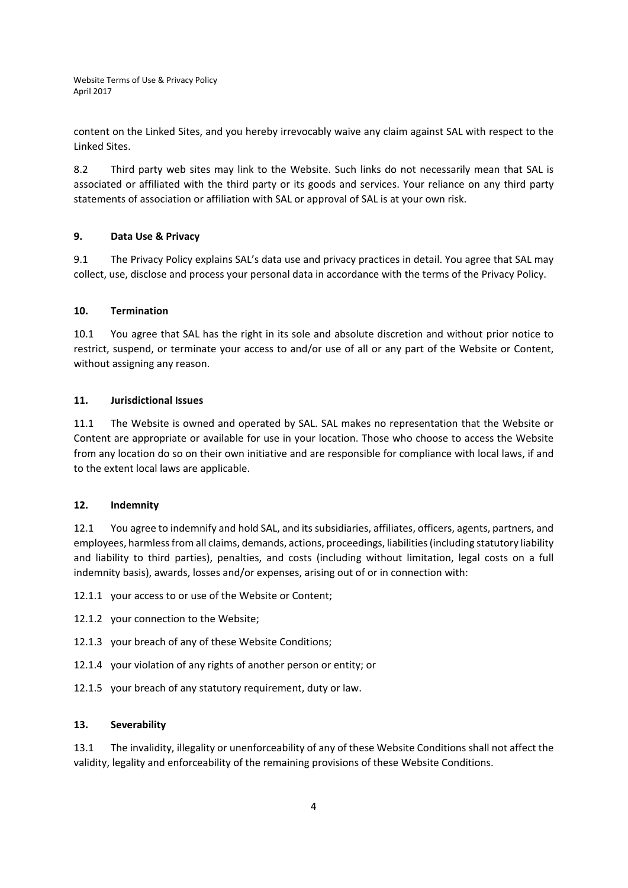content on the Linked Sites, and you hereby irrevocably waive any claim against SAL with respect to the Linked Sites.

8.2 Third party web sites may link to the Website. Such links do not necessarily mean that SAL is associated or affiliated with the third party or its goods and services. Your reliance on any third party statements of association or affiliation with SAL or approval of SAL is at your own risk.

**9. Data Use & Privacy**

9.1 The Privacy Policy explains SAL's data use and privacy practices in detail. You agree that SAL may collect, use, disclose and process your personal data in accordance with the terms of the Privacy Policy.

**10. Termination**

10.1 You agree that SAL has the right in its sole and absolute discretion and without prior notice to restrict, suspend, or terminate your access to and/or use of all or any part of the Website or Content, without assigning any reason.

**11. Jurisdictional Issues**

11.1 The Website is owned and operated by SAL. SAL makes no representation that the Website or Content are appropriate or available for use in your location. Those who choose to access the Website from any location do so on their own initiative and are responsible for compliance with local laws, if and to the extent local laws are applicable.

**12. Indemnity**

12.1 You agree to indemnify and hold SAL, and its subsidiaries, affiliates, officers, agents, partners, and employees, harmless from all claims, demands, actions, proceedings, liabilities (including statutory liability and liability to third parties), penalties, and costs (including without limitation, legal costs on a full indemnity basis), awards, losses and/or expenses, arising out of or in connection with:

12.1.1 your access to or use of the Website or Content;

12.1.2 your connection to the Website;

12.1.3 your breach of any of these Website Conditions;

12.1.4 your violation of any rights of another person or entity; or

12.1.5 your breach of any statutory requirement, duty or law.

**13. Severability**

13.1 The invalidity, illegality or unenforceability of any of these Website Conditions shall not affect the validity, legality and enforceability of the remaining provisions of these Website Conditions.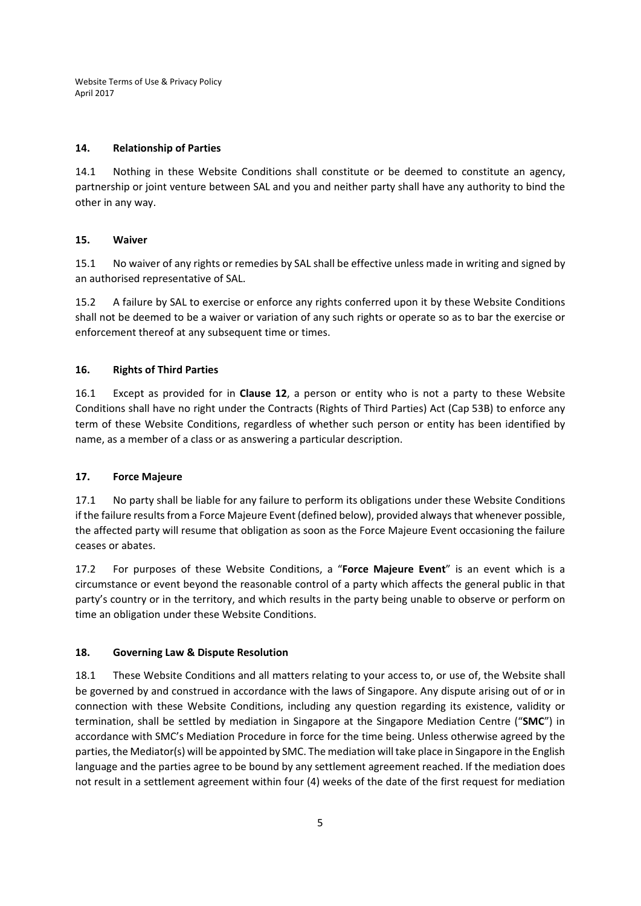### 14. Relationship of Parties

14.1 Nothing in these Website Conditions shall constitute or be deemed to constitute an agency, partnership or joint venture between SAL and you and neither party shall have any authority to bind the other in any way.

### 15. Waiver

15.1 No waiver of any rights or remedies by SAL shall be effective unless made in writing and signed by an authorised representative of SAL.

15.2 A failure by SAL to exercise or enforce any rights conferred upon it by these Website Conditions shall not be deemed to be a waiver or variation of any such rights or operate so as to bar the exercise or enforcement thereof at any subsequent time or times.

### 16. Rights of Third Parties

16.1 Except as provided for in **Clause 12**, a person or entity who is not a party to these Website Conditions shall have no right under the Contracts (Rights of Third Parties) Act (Cap 53B) to enforce any term of these Website Conditions, regardless of whether such person or entity has been identified by name, as a member of a class or as answering a particular description.

### 17. Force Majeure

17.1 No party shall be liable for any failure to perform its obligations under these Website Conditions if the failure results from a Force Majeure Event (defined below), provided always that whenever possible, the affected party will resume that obligation as soon as the Force Majeure Event occasioning the failure ceases or abates.

17.2 For purposes of these Website Conditions, a "**Force Majeure Event**" is an event which is a circumstance or event beyond the reasonable control of a party which affects the general public in that party's country or in the territory, and which results in the party being unable to observe or perform on time an obligation under these Website Conditions.

### 18. Governing Law & Dispute Resolution

18.1 These Website Conditions and all matters relating to your access to, or use of, the Website shall be governed by and construed in accordance with the laws of Singapore. Any dispute arising out of or in connection with these Website Conditions, including any question regarding its existence, validity or termination, shall be settled by mediation in Singapore at the Singapore Mediation Centre ("**SMC**") in accordance with SMC's Mediation Procedure in force for the time being. Unless otherwise agreed by the parties, the Mediator(s) will be appointed by SMC. The mediation will take place in Singapore in the English language and the parties agree to be bound by any settlement agreement reached. If the mediation does not result in a settlement agreement within four (4) weeks of the date of the first request for mediation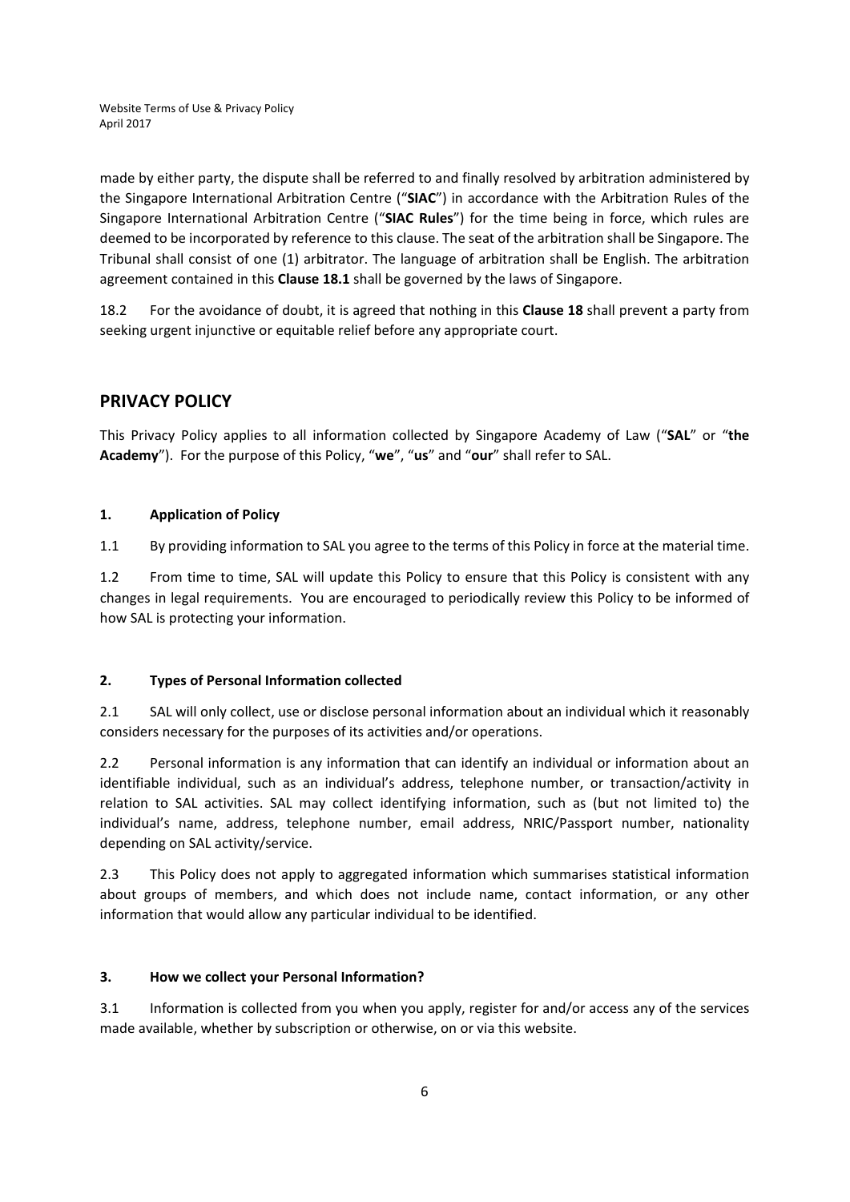made by either party, the dispute shall be referred to and finally resolved by arbitration administered by the Singapore International Arbitration Centre ("**SIAC**") in accordance with the Arbitration Rules of the Singapore International Arbitration Centre ("**SIAC Rules**") for the time being in force, which rules are deemed to be incorporated by reference to this clause. The seat of the arbitration shall be Singapore. The Tribunal shall consist of one (1) arbitrator. The language of arbitration shall be English. The arbitration agreement contained in this **Clause 18.1** shall be governed by the laws of Singapore.

18.2 For the avoidance of doubt, it is agreed that nothing in this **Clause 18** shall prevent a party from seeking urgent injunctive or equitable relief before any appropriate court.

## PRIVACY POLICY

This Privacy Policy applies to all information collected by Singapore Academy of Law ("**SAL**" or "**the Academy**"). For the purpose of this Policy, "**we**", "**us**" and "**our**" shall refer to SAL.

### 1. Application of Policy

1.1 By providing information to SAL you agree to the terms of this Policy in force at the material time.

1.2 From time to time, SAL will update this Policy to ensure that this Policy is consistent with any changes in legal requirements. You are encouraged to periodically review this Policy to be informed of how SAL is protecting your information.

### 2. Types of Personal Information collected

2.1 SAL will only collect, use or disclose personal information about an individual which it reasonably considers necessary for the purposes of its activities and/or operations.

2.2 Personal information is any information that can identify an individual or information about an identifiable individual, such as an individual's address, telephone number, or transaction/activity in relation to SAL activities. SAL may collect identifying information, such as (but not limited to) the individual's name, address, telephone number, email address, NRIC/Passport number, nationality depending on SAL activity/service.

2.3 This Policy does not apply to aggregated information which summarises statistical information about groups of members, and which does not include name, contact information, or any other information that would allow any particular individual to be identified.

### 3. How we collect your Personal Information?

3.1 Information is collected from you when you apply, register for and/or access any of the services made available, whether by subscription or otherwise, on or via this website.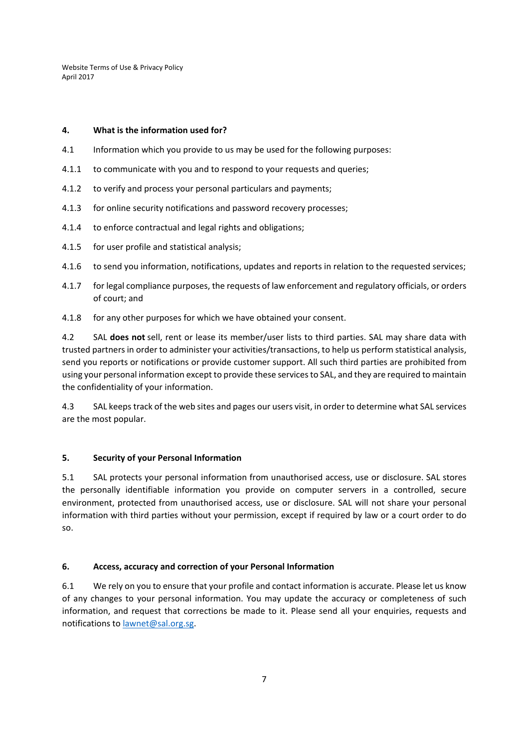## 4. What is the information used for?

4.1 Information which you provide to us may be used for the following purposes:

4.1.1 to communicate with you and to respond to your requests and queries;

4.1.2 to verify and process your personal particulars and payments;

4.1.3 for online security notifications and password recovery processes;

4.1.4 to enforce contractual and legal rights and obligations;

4.1.5 for user profile and statistical analysis;

4.1.6 to send you information, notifications, updates and reports in relation to the requested services;

4.1.7 for legal compliance purposes, the requests of law enforcement and regulatory officials, or orders of court; and

4.1.8 for any other purposes for which we have obtained your consent.

4.2 SAL **does not** sell, rent or lease its member/user lists to third parties. SAL may share data with trusted partners in order to administer your activities/transactions, to help us perform statistical analysis, send you reports or notifications or provide customer support. All such third parties are prohibited from using your personal information except to provide these services to SAL, and they are required to maintain the confidentiality of your information.

4.3 SAL keeps track of the web sites and pages our users visit, in order to determine what SAL services are the most popular.

## 5. Security of your Personal Information

5.1 SAL protects your personal information from unauthorised access, use or disclosure. SAL stores the personally identifiable information you provide on computer servers in a controlled, secure environment, protected from unauthorised access, use or disclosure. SAL will not share your personal information with third parties without your permission, except if required by law or a court order to do so.

## 6. Access, accuracy and correction of your Personal Information

6.1 We rely on you to ensure that your profile and contact information is accurate. Please let us know of any changes to your personal information. You may update the accuracy or completeness of such information, and request that corrections be made to it. Please send all your enquiries, requests and notifications to [lawnet@sal.org.sg](mailto:lawnet@sal.org.sg).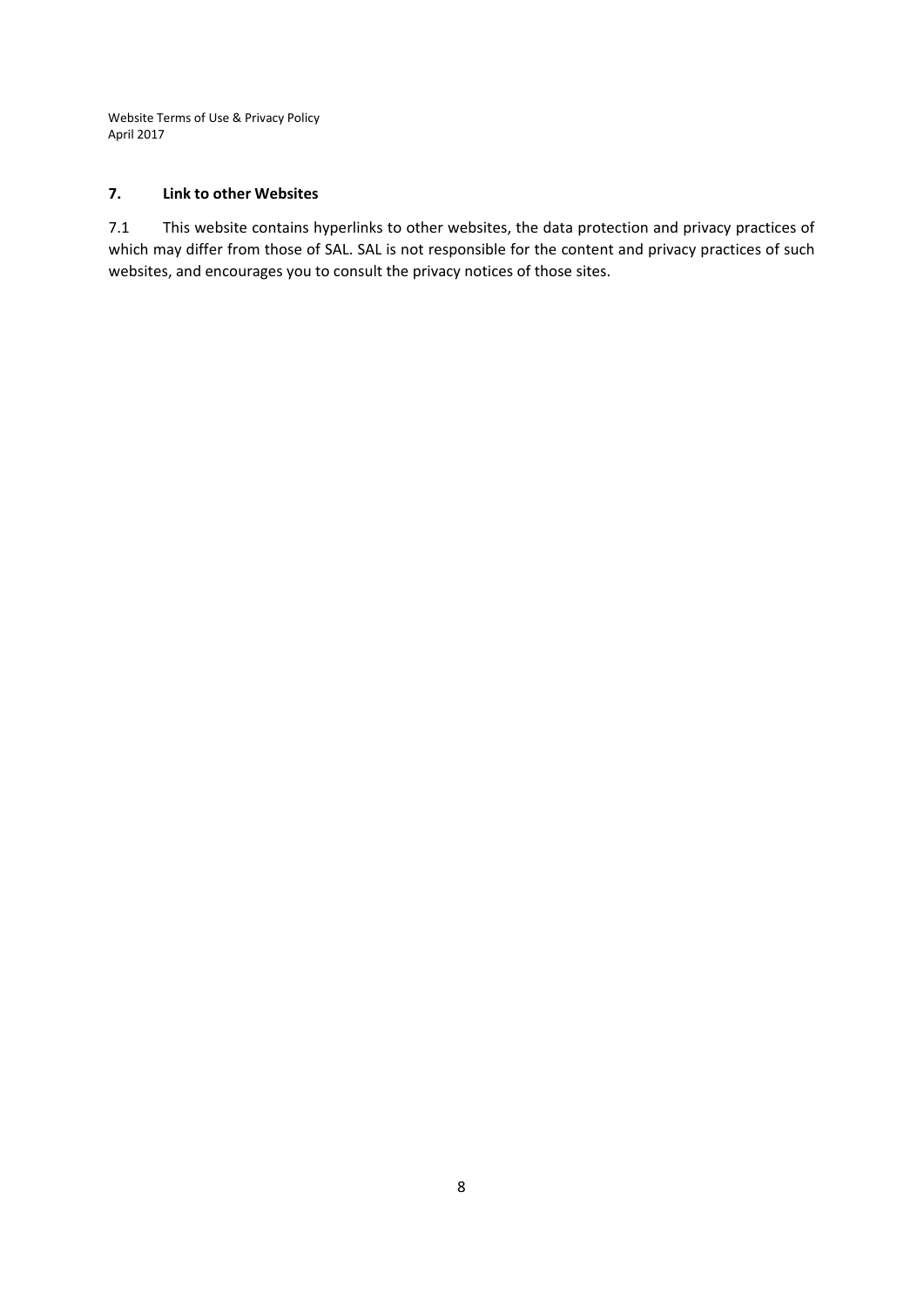## 7. Link to other Websites

7.1 This website contains hyperlinks to other websites, the data protection and privacy practices of which may differ from those of SAL. SAL is not responsible for the content and privacy practices of such websites, and encourages you to consult the privacy notices of those sites.